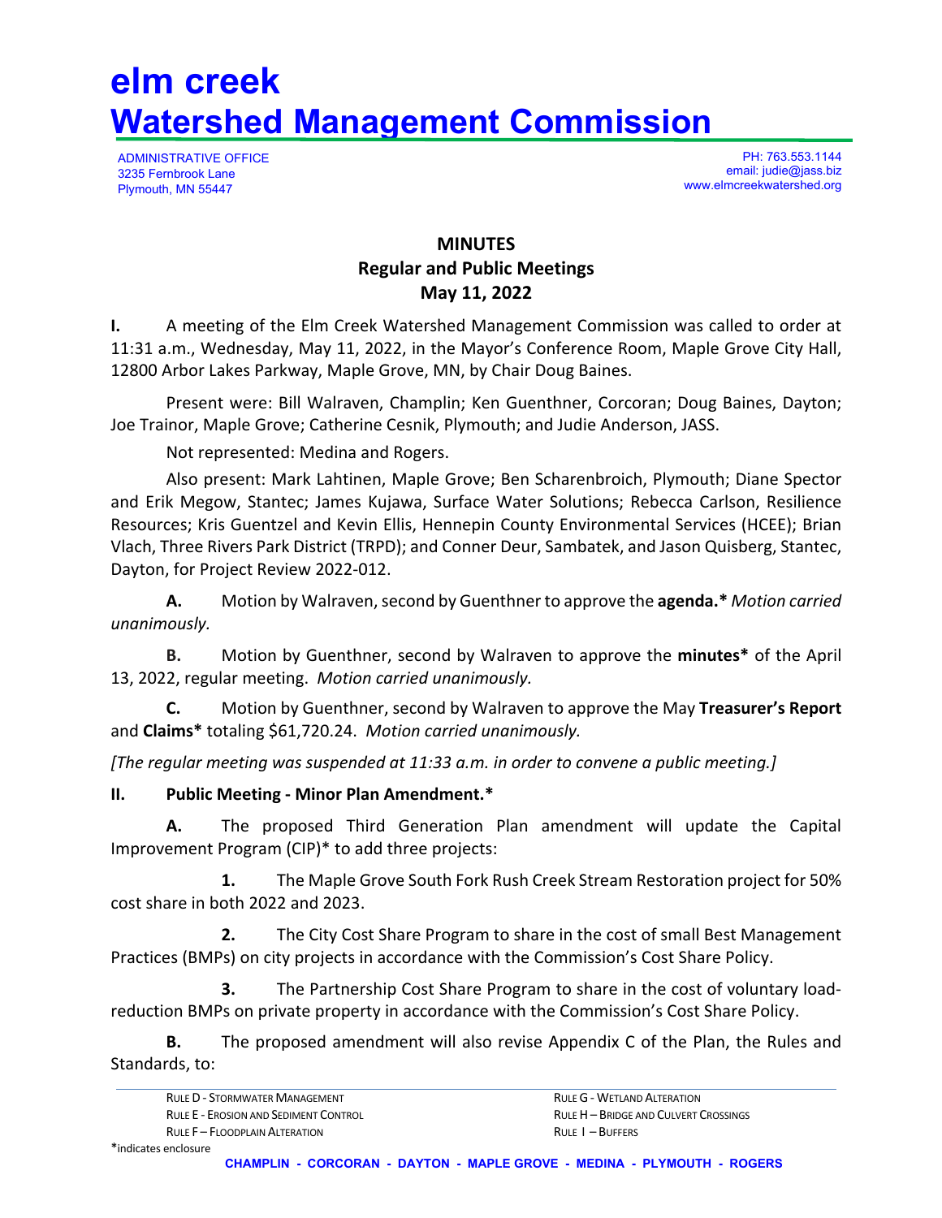# elm creek
# Watershed Management Commission

ADMINISTRATIVE OFFICE
3235 Fernbrook Lane
Plymouth, MN 55447

PH: 763.553.1144
email: judie@jass.biz
www.elmcreekwatershed.org

**MINUTES**
**Regular and Public Meetings**
**May 11, 2022**

**I.** A meeting of the Elm Creek Watershed Management Commission was called to order at 11:31 a.m., Wednesday, May 11, 2022, in the Mayor's Conference Room, Maple Grove City Hall, 12800 Arbor Lakes Parkway, Maple Grove, MN, by Chair Doug Baines.

Present were: Bill Walraven, Champlin; Ken Guenthner, Corcoran; Doug Baines, Dayton; Joe Trainor, Maple Grove; Catherine Cesnik, Plymouth; and Judie Anderson, JASS.

Not represented: Medina and Rogers.

Also present: Mark Lahtinen, Maple Grove; Ben Scharenbroich, Plymouth; Diane Spector and Erik Megow, Stantec; James Kujawa, Surface Water Solutions; Rebecca Carlson, Resilience Resources; Kris Guentzel and Kevin Ellis, Hennepin County Environmental Services (HCEE); Brian Vlach, Three Rivers Park District (TRPD); and Conner Deur, Sambatek, and Jason Quisberg, Stantec, Dayton, for Project Review 2022-012.

**A.** Motion by Walraven, second by Guenthner to approve the **agenda.*** *Motion carried unanimously.*

**B.** Motion by Guenthner, second by Walraven to approve the **minutes*** of the April 13, 2022, regular meeting. *Motion carried unanimously.*

**C.** Motion by Guenthner, second by Walraven to approve the May **Treasurer's Report** and **Claims*** totaling $61,720.24. *Motion carried unanimously.*

*[The regular meeting was suspended at 11:33 a.m. in order to convene a public meeting.]*

**II. Public Meeting - Minor Plan Amendment.***

**A.** The proposed Third Generation Plan amendment will update the Capital Improvement Program (CIP)* to add three projects:

**1.** The Maple Grove South Fork Rush Creek Stream Restoration project for 50% cost share in both 2022 and 2023.

**2.** The City Cost Share Program to share in the cost of small Best Management Practices (BMPs) on city projects in accordance with the Commission's Cost Share Policy.

**3.** The Partnership Cost Share Program to share in the cost of voluntary load-reduction BMPs on private property in accordance with the Commission's Cost Share Policy.

**B.** The proposed amendment will also revise Appendix C of the Plan, the Rules and Standards, to:

*indicates enclosure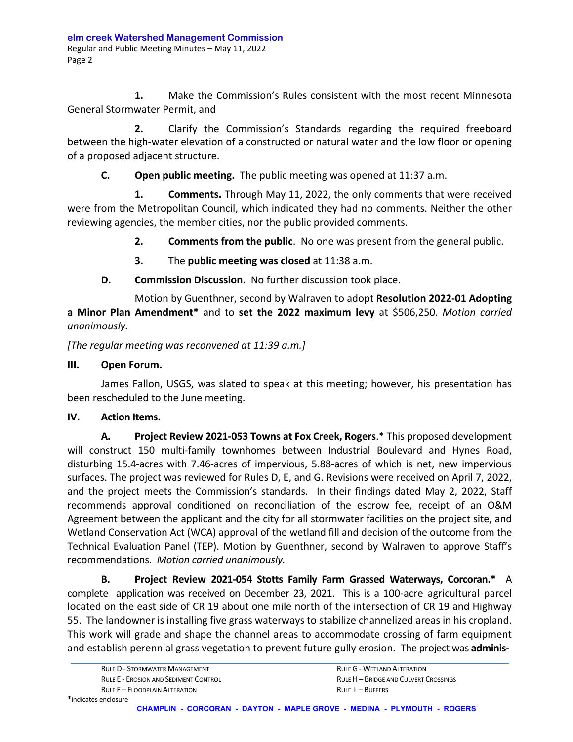**1.** Make the Commission's Rules consistent with the most recent Minnesota General Stormwater Permit, and

**2.** Clarify the Commission's Standards regarding the required freeboard between the high-water elevation of a constructed or natural water and the low floor or opening of a proposed adjacent structure.

**C. Open public meeting.** The public meeting was opened at 11:37 a.m.

**1. Comments.** Through May 11, 2022, the only comments that were received were from the Metropolitan Council, which indicated they had no comments. Neither the other reviewing agencies, the member cities, nor the public provided comments.

**2. Comments from the public**. No one was present from the general public.

**3.** The **public meeting was closed** at 11:38 a.m.

**D. Commission Discussion.** No further discussion took place.

Motion by Guenthner, second by Walraven to adopt **Resolution 2022-01 Adopting a Minor Plan Amendment*** and to **set the 2022 maximum levy** at $506,250. *Motion carried unanimously.*

*[The regular meeting was reconvened at 11:39 a.m.]*

## III. Open Forum.

James Fallon, USGS, was slated to speak at this meeting; however, his presentation has been rescheduled to the June meeting.

## IV. Action Items.

**A. Project Review 2021-053 Towns at Fox Creek, Rogers**.* This proposed development will construct 150 multi-family townhomes between Industrial Boulevard and Hynes Road, disturbing 15.4-acres with 7.46-acres of impervious, 5.88-acres of which is net, new impervious surfaces. The project was reviewed for Rules D, E, and G. Revisions were received on April 7, 2022, and the project meets the Commission's standards. In their findings dated May 2, 2022, Staff recommends approval conditioned on reconciliation of the escrow fee, receipt of an O&M Agreement between the applicant and the city for all stormwater facilities on the project site, and Wetland Conservation Act (WCA) approval of the wetland fill and decision of the outcome from the Technical Evaluation Panel (TEP). Motion by Guenthner, second by Walraven to approve Staff's recommendations. *Motion carried unanimously.*

**B. Project Review 2021-054 Stotts Family Farm Grassed Waterways, Corcoran.*** A complete application was received on December 23, 2021. This is a 100-acre agricultural parcel located on the east side of CR 19 about one mile north of the intersection of CR 19 and Highway 55. The landowner is installing five grass waterways to stabilize channelized areas in his cropland. This work will grade and shape the channel areas to accommodate crossing of farm equipment and establish perennial grass vegetation to prevent future gully erosion. The project was **adminis-**

RULE D - STORMWATER MANAGEMENT
RULE E - EROSION AND SEDIMENT CONTROL
RULE F – FLOODPLAIN ALTERATION
RULE G - WETLAND ALTERATION
RULE H – BRIDGE AND CULVERT CROSSINGS
RULE I – BUFFERS

*indicates enclosure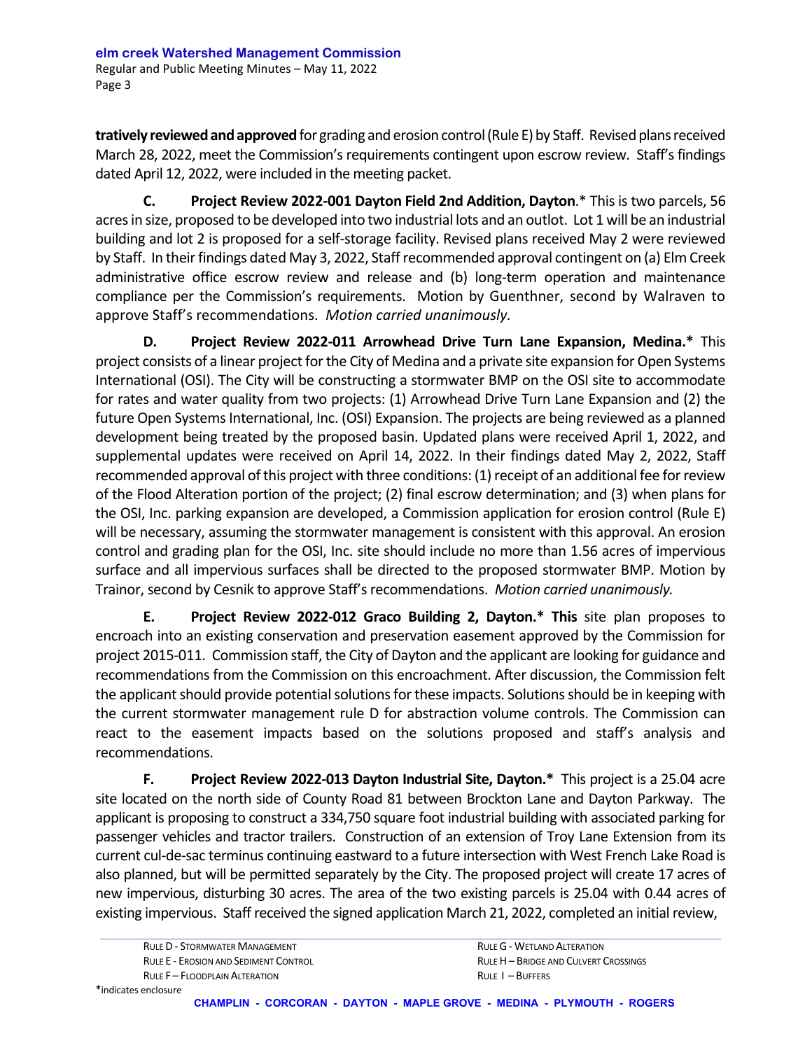**tratively reviewed and approved** for grading and erosion control (Rule E) by Staff. Revised plans received March 28, 2022, meet the Commission's requirements contingent upon escrow review. Staff's findings dated April 12, 2022, were included in the meeting packet.

**C. Project Review 2022-001 Dayton Field 2nd Addition, Dayton**.* This is two parcels, 56 acres in size, proposed to be developed into two industrial lots and an outlot. Lot 1 will be an industrial building and lot 2 is proposed for a self-storage facility. Revised plans received May 2 were reviewed by Staff. In their findings dated May 3, 2022, Staff recommended approval contingent on (a) Elm Creek administrative office escrow review and release and (b) long-term operation and maintenance compliance per the Commission's requirements. Motion by Guenthner, second by Walraven to approve Staff's recommendations. *Motion carried unanimously.*

**D. Project Review 2022-011 Arrowhead Drive Turn Lane Expansion, Medina.*** This project consists of a linear project for the City of Medina and a private site expansion for Open Systems International (OSI). The City will be constructing a stormwater BMP on the OSI site to accommodate for rates and water quality from two projects: (1) Arrowhead Drive Turn Lane Expansion and (2) the future Open Systems International, Inc. (OSI) Expansion. The projects are being reviewed as a planned development being treated by the proposed basin. Updated plans were received April 1, 2022, and supplemental updates were received on April 14, 2022. In their findings dated May 2, 2022, Staff recommended approval of this project with three conditions: (1) receipt of an additional fee for review of the Flood Alteration portion of the project; (2) final escrow determination; and (3) when plans for the OSI, Inc. parking expansion are developed, a Commission application for erosion control (Rule E) will be necessary, assuming the stormwater management is consistent with this approval. An erosion control and grading plan for the OSI, Inc. site should include no more than 1.56 acres of impervious surface and all impervious surfaces shall be directed to the proposed stormwater BMP. Motion by Trainor, second by Cesnik to approve Staff's recommendations. *Motion carried unanimously.*

**E. Project Review 2022-012 Graco Building 2, Dayton.* This** site plan proposes to encroach into an existing conservation and preservation easement approved by the Commission for project 2015-011. Commission staff, the City of Dayton and the applicant are looking for guidance and recommendations from the Commission on this encroachment. After discussion, the Commission felt the applicant should provide potential solutions for these impacts. Solutions should be in keeping with the current stormwater management rule D for abstraction volume controls. The Commission can react to the easement impacts based on the solutions proposed and staff's analysis and recommendations.

**F. Project Review 2022-013 Dayton Industrial Site, Dayton.*** This project is a 25.04 acre site located on the north side of County Road 81 between Brockton Lane and Dayton Parkway. The applicant is proposing to construct a 334,750 square foot industrial building with associated parking for passenger vehicles and tractor trailers. Construction of an extension of Troy Lane Extension from its current cul-de-sac terminus continuing eastward to a future intersection with West French Lake Road is also planned, but will be permitted separately by the City. The proposed project will create 17 acres of new impervious, disturbing 30 acres. The area of the two existing parcels is 25.04 with 0.44 acres of existing impervious. Staff received the signed application March 21, 2022, completed an initial review,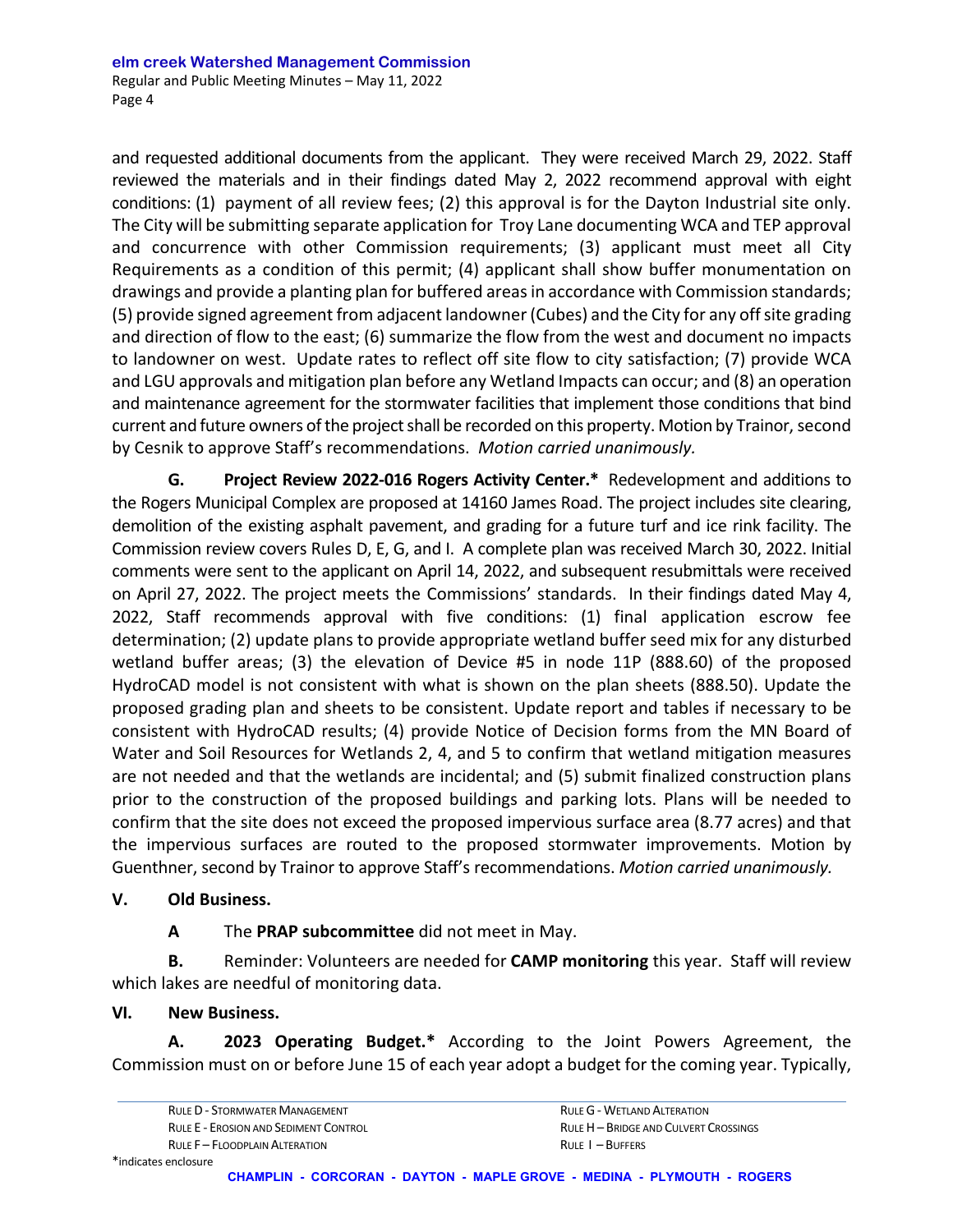and requested additional documents from the applicant. They were received March 29, 2022. Staff reviewed the materials and in their findings dated May 2, 2022 recommend approval with eight conditions: (1) payment of all review fees; (2) this approval is for the Dayton Industrial site only. The City will be submitting separate application for Troy Lane documenting WCA and TEP approval and concurrence with other Commission requirements; (3) applicant must meet all City Requirements as a condition of this permit; (4) applicant shall show buffer monumentation on drawings and provide a planting plan for buffered areas in accordance with Commission standards; (5) provide signed agreement from adjacent landowner (Cubes) and the City for any off site grading and direction of flow to the east; (6) summarize the flow from the west and document no impacts to landowner on west. Update rates to reflect off site flow to city satisfaction; (7) provide WCA and LGU approvals and mitigation plan before any Wetland Impacts can occur; and (8) an operation and maintenance agreement for the stormwater facilities that implement those conditions that bind current and future owners of the project shall be recorded on this property. Motion by Trainor, second by Cesnik to approve Staff's recommendations. *Motion carried unanimously.*

**G. Project Review 2022-016 Rogers Activity Center.*** Redevelopment and additions to the Rogers Municipal Complex are proposed at 14160 James Road. The project includes site clearing, demolition of the existing asphalt pavement, and grading for a future turf and ice rink facility. The Commission review covers Rules D, E, G, and I. A complete plan was received March 30, 2022. Initial comments were sent to the applicant on April 14, 2022, and subsequent resubmittals were received on April 27, 2022. The project meets the Commissions' standards. In their findings dated May 4, 2022, Staff recommends approval with five conditions: (1) final application escrow fee determination; (2) update plans to provide appropriate wetland buffer seed mix for any disturbed wetland buffer areas; (3) the elevation of Device #5 in node 11P (888.60) of the proposed HydroCAD model is not consistent with what is shown on the plan sheets (888.50). Update the proposed grading plan and sheets to be consistent. Update report and tables if necessary to be consistent with HydroCAD results; (4) provide Notice of Decision forms from the MN Board of Water and Soil Resources for Wetlands 2, 4, and 5 to confirm that wetland mitigation measures are not needed and that the wetlands are incidental; and (5) submit finalized construction plans prior to the construction of the proposed buildings and parking lots. Plans will be needed to confirm that the site does not exceed the proposed impervious surface area (8.77 acres) and that the impervious surfaces are routed to the proposed stormwater improvements. Motion by Guenthner, second by Trainor to approve Staff's recommendations. *Motion carried unanimously.*

## V. Old Business.

**A** The **PRAP subcommittee** did not meet in May.

**B.** Reminder: Volunteers are needed for **CAMP monitoring** this year. Staff will review which lakes are needful of monitoring data.

## VI. New Business.

**A. 2023 Operating Budget.*** According to the Joint Powers Agreement, the Commission must on or before June 15 of each year adopt a budget for the coming year. Typically,

RULE D - STORMWATER MANAGEMENT
RULE E - EROSION AND SEDIMENT CONTROL
RULE F – FLOODPLAIN ALTERATION
RULE G - WETLAND ALTERATION
RULE H – BRIDGE AND CULVERT CROSSINGS
RULE I – BUFFERS

*indicates enclosure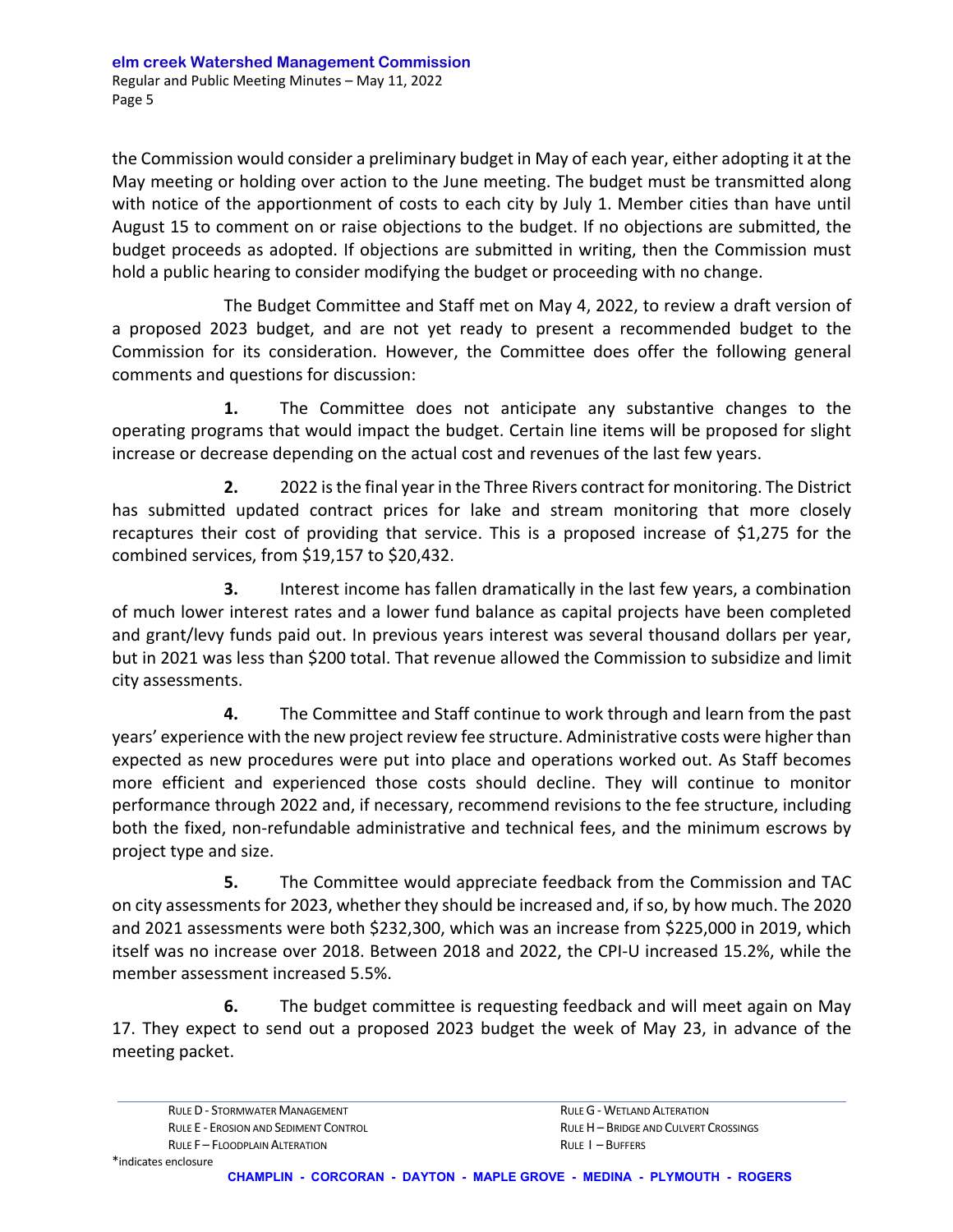the Commission would consider a preliminary budget in May of each year, either adopting it at the May meeting or holding over action to the June meeting. The budget must be transmitted along with notice of the apportionment of costs to each city by July 1. Member cities than have until August 15 to comment on or raise objections to the budget. If no objections are submitted, the budget proceeds as adopted. If objections are submitted in writing, then the Commission must hold a public hearing to consider modifying the budget or proceeding with no change.

The Budget Committee and Staff met on May 4, 2022, to review a draft version of a proposed 2023 budget, and are not yet ready to present a recommended budget to the Commission for its consideration. However, the Committee does offer the following general comments and questions for discussion:

**1.** The Committee does not anticipate any substantive changes to the operating programs that would impact the budget. Certain line items will be proposed for slight increase or decrease depending on the actual cost and revenues of the last few years.

**2.** 2022 is the final year in the Three Rivers contract for monitoring. The District has submitted updated contract prices for lake and stream monitoring that more closely recaptures their cost of providing that service. This is a proposed increase of $1,275 for the combined services, from $19,157 to $20,432.

**3.** Interest income has fallen dramatically in the last few years, a combination of much lower interest rates and a lower fund balance as capital projects have been completed and grant/levy funds paid out. In previous years interest was several thousand dollars per year, but in 2021 was less than $200 total. That revenue allowed the Commission to subsidize and limit city assessments.

**4.** The Committee and Staff continue to work through and learn from the past years' experience with the new project review fee structure. Administrative costs were higher than expected as new procedures were put into place and operations worked out. As Staff becomes more efficient and experienced those costs should decline. They will continue to monitor performance through 2022 and, if necessary, recommend revisions to the fee structure, including both the fixed, non-refundable administrative and technical fees, and the minimum escrows by project type and size.

**5.** The Committee would appreciate feedback from the Commission and TAC on city assessments for 2023, whether they should be increased and, if so, by how much. The 2020 and 2021 assessments were both $232,300, which was an increase from $225,000 in 2019, which itself was no increase over 2018. Between 2018 and 2022, the CPI-U increased 15.2%, while the member assessment increased 5.5%.

**6.** The budget committee is requesting feedback and will meet again on May 17. They expect to send out a proposed 2023 budget the week of May 23, in advance of the meeting packet.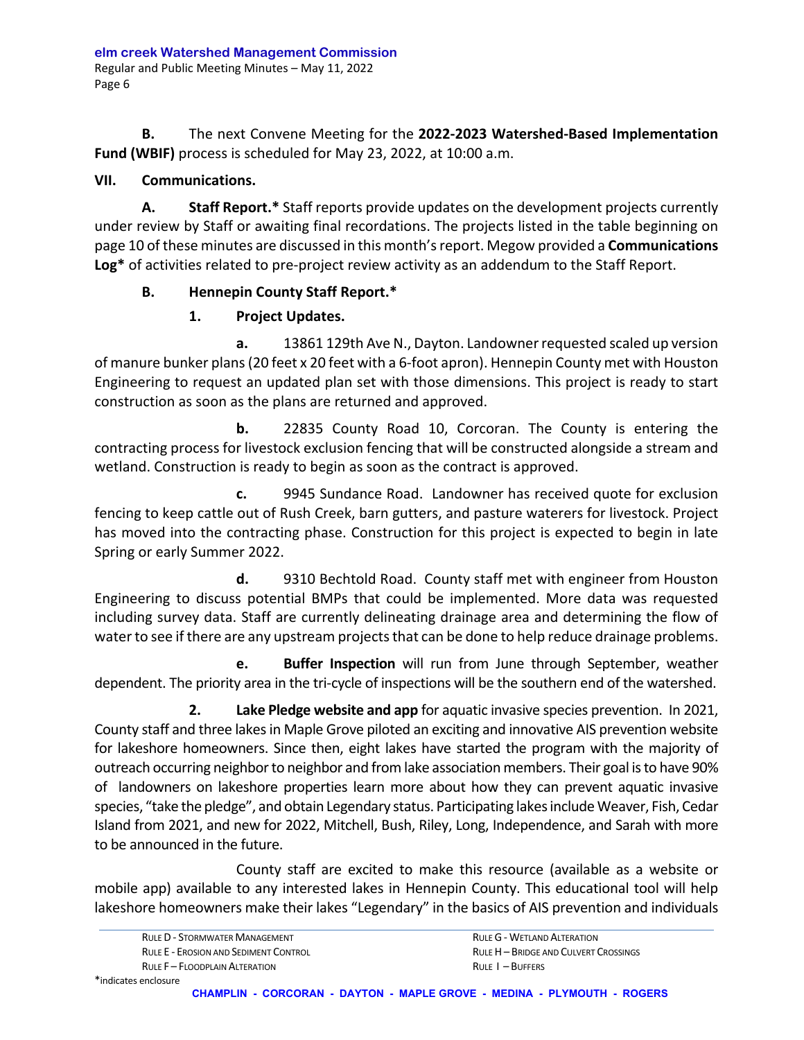**B.** The next Convene Meeting for the **2022-2023 Watershed-Based Implementation Fund (WBIF)** process is scheduled for May 23, 2022, at 10:00 a.m.

**VII. Communications.**

**A. Staff Report.*** Staff reports provide updates on the development projects currently under review by Staff or awaiting final recordations. The projects listed in the table beginning on page 10 of these minutes are discussed in this month's report. Megow provided a **Communications Log*** of activities related to pre-project review activity as an addendum to the Staff Report.

**B. Hennepin County Staff Report.***

**1. Project Updates.**

**a.** 13861 129th Ave N., Dayton. Landowner requested scaled up version of manure bunker plans (20 feet x 20 feet with a 6-foot apron). Hennepin County met with Houston Engineering to request an updated plan set with those dimensions. This project is ready to start construction as soon as the plans are returned and approved.

**b.** 22835 County Road 10, Corcoran. The County is entering the contracting process for livestock exclusion fencing that will be constructed alongside a stream and wetland. Construction is ready to begin as soon as the contract is approved.

**c.** 9945 Sundance Road. Landowner has received quote for exclusion fencing to keep cattle out of Rush Creek, barn gutters, and pasture waterers for livestock. Project has moved into the contracting phase. Construction for this project is expected to begin in late Spring or early Summer 2022.

**d.** 9310 Bechtold Road. County staff met with engineer from Houston Engineering to discuss potential BMPs that could be implemented. More data was requested including survey data. Staff are currently delineating drainage area and determining the flow of water to see if there are any upstream projects that can be done to help reduce drainage problems.

**e. Buffer Inspection** will run from June through September, weather dependent. The priority area in the tri-cycle of inspections will be the southern end of the watershed.

**2. Lake Pledge website and app** for aquatic invasive species prevention. In 2021, County staff and three lakes in Maple Grove piloted an exciting and innovative AIS prevention website for lakeshore homeowners. Since then, eight lakes have started the program with the majority of outreach occurring neighbor to neighbor and from lake association members. Their goal is to have 90% of landowners on lakeshore properties learn more about how they can prevent aquatic invasive species, "take the pledge", and obtain Legendary status. Participating lakes include Weaver, Fish, Cedar Island from 2021, and new for 2022, Mitchell, Bush, Riley, Long, Independence, and Sarah with more to be announced in the future.

County staff are excited to make this resource (available as a website or mobile app) available to any interested lakes in Hennepin County. This educational tool will help lakeshore homeowners make their lakes "Legendary" in the basics of AIS prevention and individuals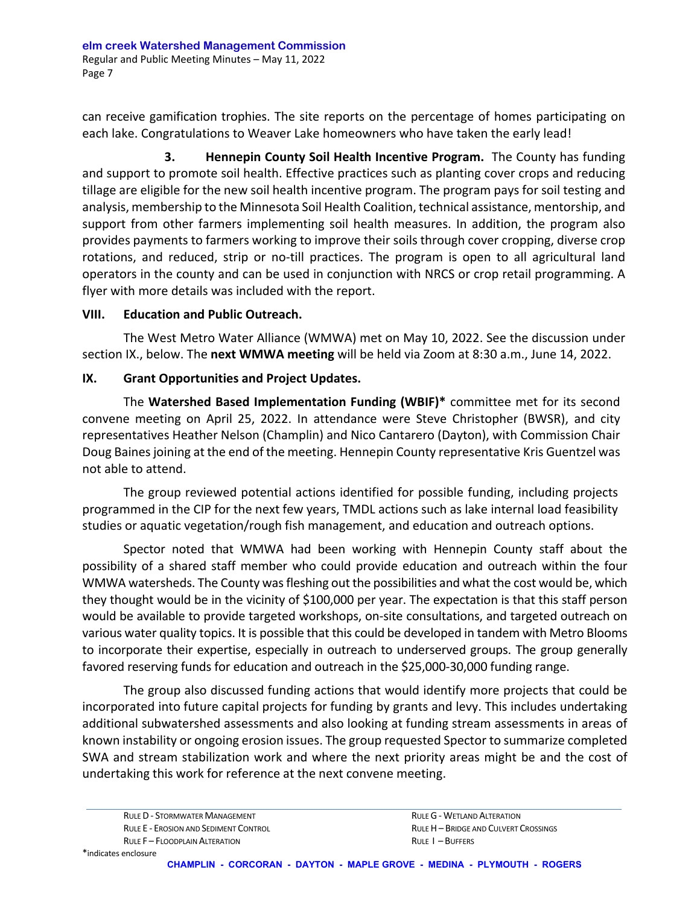can receive gamification trophies. The site reports on the percentage of homes participating on each lake. Congratulations to Weaver Lake homeowners who have taken the early lead!

**3. Hennepin County Soil Health Incentive Program.** The County has funding and support to promote soil health. Effective practices such as planting cover crops and reducing tillage are eligible for the new soil health incentive program. The program pays for soil testing and analysis, membership to the Minnesota Soil Health Coalition, technical assistance, mentorship, and support from other farmers implementing soil health measures. In addition, the program also provides payments to farmers working to improve their soils through cover cropping, diverse crop rotations, and reduced, strip or no-till practices. The program is open to all agricultural land operators in the county and can be used in conjunction with NRCS or crop retail programming. A flyer with more details was included with the report.

## VIII. Education and Public Outreach.

The West Metro Water Alliance (WMWA) met on May 10, 2022. See the discussion under section IX., below. The **next WMWA meeting** will be held via Zoom at 8:30 a.m., June 14, 2022.

## IX. Grant Opportunities and Project Updates.

The **Watershed Based Implementation Funding (WBIF)*** committee met for its second convene meeting on April 25, 2022. In attendance were Steve Christopher (BWSR), and city representatives Heather Nelson (Champlin) and Nico Cantarero (Dayton), with Commission Chair Doug Baines joining at the end of the meeting. Hennepin County representative Kris Guentzel was not able to attend.

The group reviewed potential actions identified for possible funding, including projects programmed in the CIP for the next few years, TMDL actions such as lake internal load feasibility studies or aquatic vegetation/rough fish management, and education and outreach options.

Spector noted that WMWA had been working with Hennepin County staff about the possibility of a shared staff member who could provide education and outreach within the four WMWA watersheds. The County was fleshing out the possibilities and what the cost would be, which they thought would be in the vicinity of $100,000 per year. The expectation is that this staff person would be available to provide targeted workshops, on-site consultations, and targeted outreach on various water quality topics. It is possible that this could be developed in tandem with Metro Blooms to incorporate their expertise, especially in outreach to underserved groups. The group generally favored reserving funds for education and outreach in the $25,000-30,000 funding range.

The group also discussed funding actions that would identify more projects that could be incorporated into future capital projects for funding by grants and levy. This includes undertaking additional subwatershed assessments and also looking at funding stream assessments in areas of known instability or ongoing erosion issues. The group requested Spector to summarize completed SWA and stream stabilization work and where the next priority areas might be and the cost of undertaking this work for reference at the next convene meeting.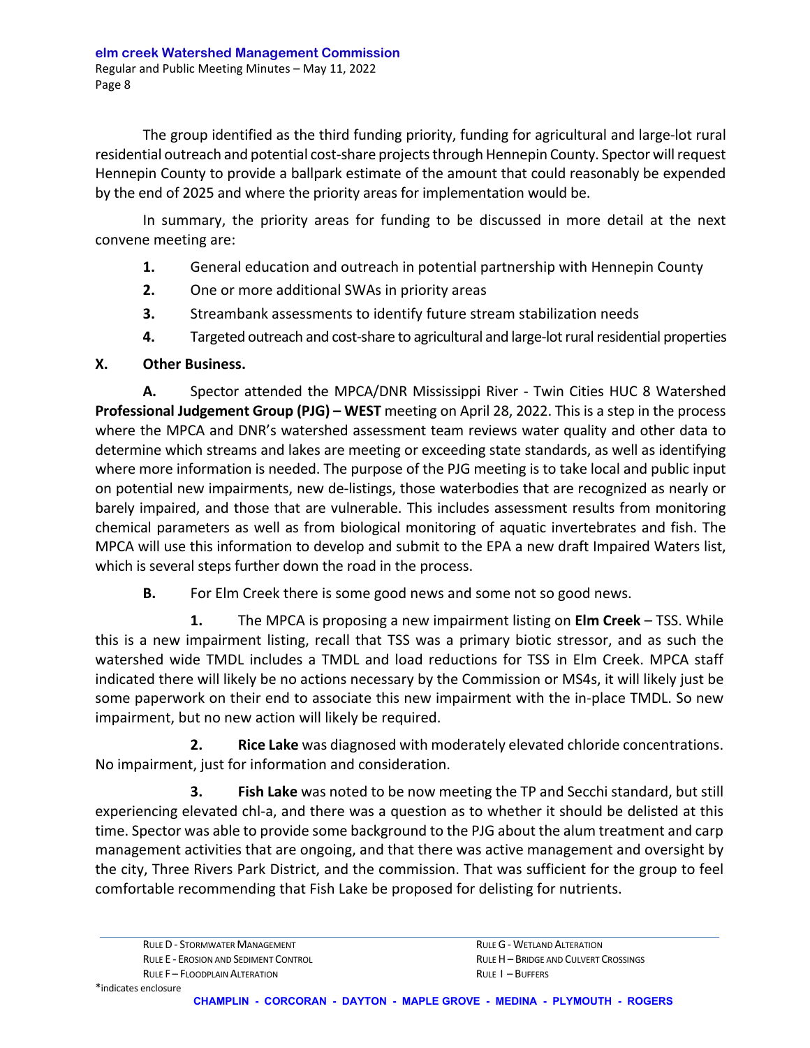The group identified as the third funding priority, funding for agricultural and large-lot rural residential outreach and potential cost-share projects through Hennepin County. Spector will request Hennepin County to provide a ballpark estimate of the amount that could reasonably be expended by the end of 2025 and where the priority areas for implementation would be.

In summary, the priority areas for funding to be discussed in more detail at the next convene meeting are:

1. General education and outreach in potential partnership with Hennepin County
2. One or more additional SWAs in priority areas
3. Streambank assessments to identify future stream stabilization needs
4. Targeted outreach and cost-share to agricultural and large-lot rural residential properties

**X. Other Business.**

**A.** Spector attended the MPCA/DNR Mississippi River - Twin Cities HUC 8 Watershed **Professional Judgement Group (PJG) – WEST** meeting on April 28, 2022. This is a step in the process where the MPCA and DNR's watershed assessment team reviews water quality and other data to determine which streams and lakes are meeting or exceeding state standards, as well as identifying where more information is needed. The purpose of the PJG meeting is to take local and public input on potential new impairments, new de-listings, those waterbodies that are recognized as nearly or barely impaired, and those that are vulnerable. This includes assessment results from monitoring chemical parameters as well as from biological monitoring of aquatic invertebrates and fish. The MPCA will use this information to develop and submit to the EPA a new draft Impaired Waters list, which is several steps further down the road in the process.

**B.** For Elm Creek there is some good news and some not so good news.

**1.** The MPCA is proposing a new impairment listing on **Elm Creek** – TSS. While this is a new impairment listing, recall that TSS was a primary biotic stressor, and as such the watershed wide TMDL includes a TMDL and load reductions for TSS in Elm Creek. MPCA staff indicated there will likely be no actions necessary by the Commission or MS4s, it will likely just be some paperwork on their end to associate this new impairment with the in-place TMDL. So new impairment, but no new action will likely be required.

**2.** **Rice Lake** was diagnosed with moderately elevated chloride concentrations. No impairment, just for information and consideration.

**3.** **Fish Lake** was noted to be now meeting the TP and Secchi standard, but still experiencing elevated chl-a, and there was a question as to whether it should be delisted at this time. Spector was able to provide some background to the PJG about the alum treatment and carp management activities that are ongoing, and that there was active management and oversight by the city, Three Rivers Park District, and the commission. That was sufficient for the group to feel comfortable recommending that Fish Lake be proposed for delisting for nutrients.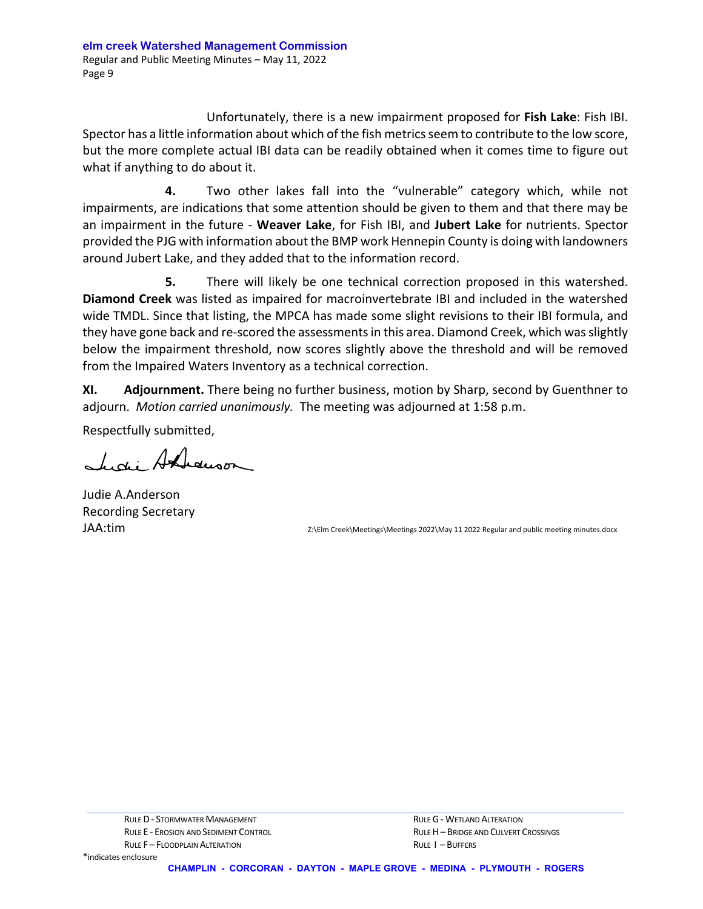Unfortunately, there is a new impairment proposed for **Fish Lake**: Fish IBI. Spector has a little information about which of the fish metrics seem to contribute to the low score, but the more complete actual IBI data can be readily obtained when it comes time to figure out what if anything to do about it.

**4.** Two other lakes fall into the "vulnerable" category which, while not impairments, are indications that some attention should be given to them and that there may be an impairment in the future - **Weaver Lake**, for Fish IBI, and **Jubert Lake** for nutrients. Spector provided the PJG with information about the BMP work Hennepin County is doing with landowners around Jubert Lake, and they added that to the information record.

**5.** There will likely be one technical correction proposed in this watershed. **Diamond Creek** was listed as impaired for macroinvertebrate IBI and included in the watershed wide TMDL. Since that listing, the MPCA has made some slight revisions to their IBI formula, and they have gone back and re-scored the assessments in this area. Diamond Creek, which was slightly below the impairment threshold, now scores slightly above the threshold and will be removed from the Impaired Waters Inventory as a technical correction.

**XI. Adjournment.** There being no further business, motion by Sharp, second by Guenthner to adjourn. *Motion carried unanimously.* The meeting was adjourned at 1:58 p.m.

Respectfully submitted,

Judie A.Anderson
Recording Secretary
JAA:tim

Z:\Elm Creek\Meetings\Meetings 2022\May 11 2022 Regular and public meeting minutes.docx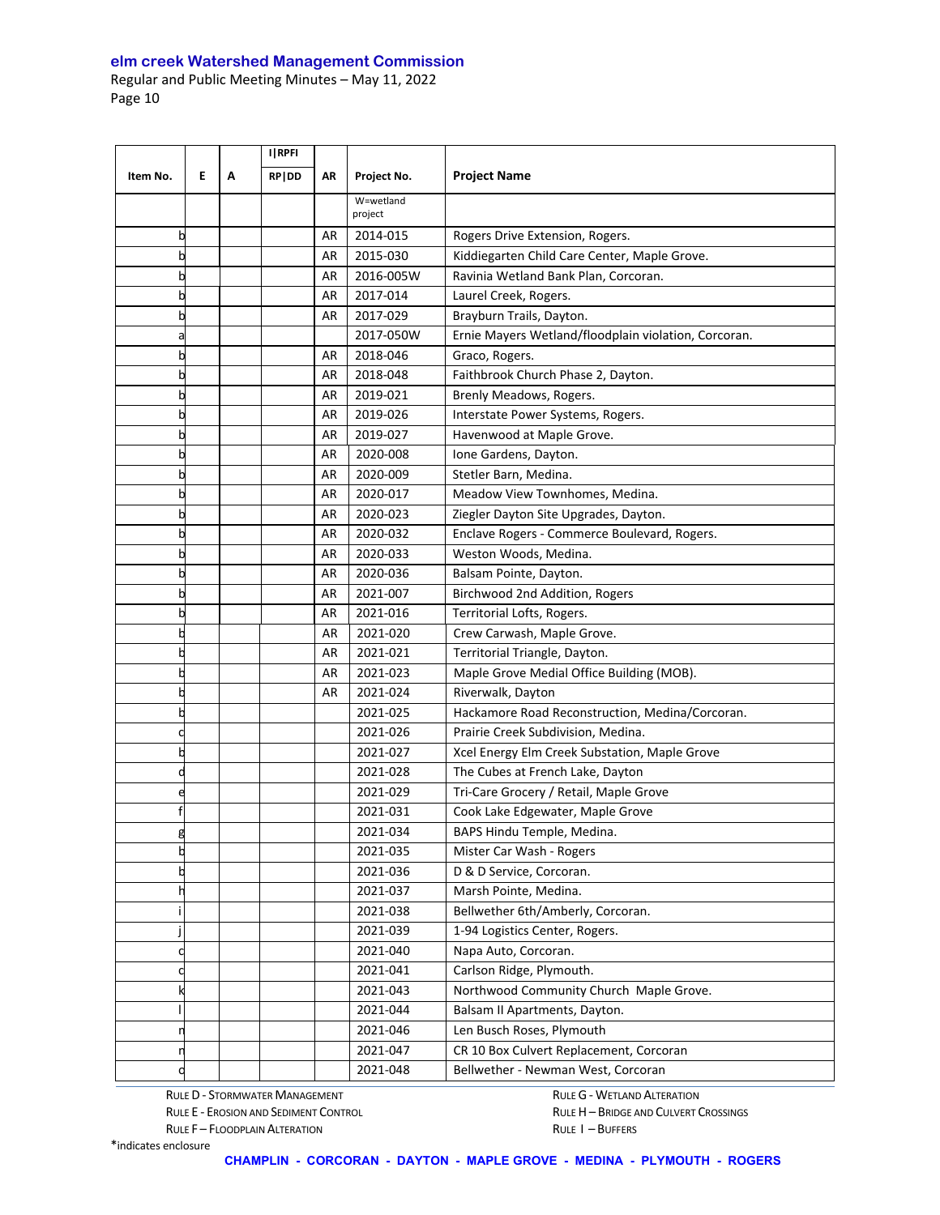| Item No. | E | A | I\|RPFI RP\|DD | AR | Project No. | Project Name |
|---|---|---|---|---|---|---|
| | | | | | W=wetland project | |
| b | | | | AR | 2014-015 | Rogers Drive Extension, Rogers. |
| b | | | | AR | 2015-030 | Kiddiegarten Child Care Center, Maple Grove. |
| b | | | | AR | 2016-005W | Ravinia Wetland Bank Plan, Corcoran. |
| b | | | | AR | 2017-014 | Laurel Creek, Rogers. |
| b | | | | AR | 2017-029 | Brayburn Trails, Dayton. |
| a | | | | | 2017-050W | Ernie Mayers Wetland/floodplain violation, Corcoran. |
| b | | | | AR | 2018-046 | Graco, Rogers. |
| b | | | | AR | 2018-048 | Faithbrook Church Phase 2, Dayton. |
| b | | | | AR | 2019-021 | Brenly Meadows, Rogers. |
| b | | | | AR | 2019-026 | Interstate Power Systems, Rogers. |
| b | | | | AR | 2019-027 | Havenwood at Maple Grove. |
| b | | | | AR | 2020-008 | Ione Gardens, Dayton. |
| b | | | | AR | 2020-009 | Stetler Barn, Medina. |
| b | | | | AR | 2020-017 | Meadow View Townhomes, Medina. |
| b | | | | AR | 2020-023 | Ziegler Dayton Site Upgrades, Dayton. |
| b | | | | AR | 2020-032 | Enclave Rogers - Commerce Boulevard, Rogers. |
| b | | | | AR | 2020-033 | Weston Woods, Medina. |
| b | | | | AR | 2020-036 | Balsam Pointe, Dayton. |
| b | | | | AR | 2021-007 | Birchwood 2nd Addition, Rogers |
| b | | | | AR | 2021-016 | Territorial Lofts, Rogers. |
| b | | | | AR | 2021-020 | Crew Carwash, Maple Grove. |
| b | | | | AR | 2021-021 | Territorial Triangle, Dayton. |
| b | | | | AR | 2021-023 | Maple Grove Medial Office Building (MOB). |
| b | | | | AR | 2021-024 | Riverwalk, Dayton |
| b | | | | | 2021-025 | Hackamore Road Reconstruction, Medina/Corcoran. |
| c | | | | | 2021-026 | Prairie Creek Subdivision, Medina. |
| b | | | | | 2021-027 | Xcel Energy Elm Creek Substation, Maple Grove |
| d | | | | | 2021-028 | The Cubes at French Lake, Dayton |
| e | | | | | 2021-029 | Tri-Care Grocery / Retail, Maple Grove |
| f | | | | | 2021-031 | Cook Lake Edgewater, Maple Grove |
| g | | | | | 2021-034 | BAPS Hindu Temple, Medina. |
| b | | | | | 2021-035 | Mister Car Wash - Rogers |
| b | | | | | 2021-036 | D & D Service, Corcoran. |
| h | | | | | 2021-037 | Marsh Pointe, Medina. |
| i | | | | | 2021-038 | Bellwether 6th/Amberly, Corcoran. |
| j | | | | | 2021-039 | 1-94 Logistics Center, Rogers. |
| c | | | | | 2021-040 | Napa Auto, Corcoran. |
| c | | | | | 2021-041 | Carlson Ridge, Plymouth. |
| k | | | | | 2021-043 | Northwood Community Church Maple Grove. |
| l | | | | | 2021-044 | Balsam II Apartments, Dayton. |
| n | | | | | 2021-046 | Len Busch Roses, Plymouth |
| n | | | | | 2021-047 | CR 10 Box Culvert Replacement, Corcoran |
| o | | | | | 2021-048 | Bellwether - Newman West, Corcoran |

RULE D - STORMWATER MANAGEMENT
RULE E - EROSION AND SEDIMENT CONTROL
RULE F – FLOODPLAIN ALTERATION
RULE G - WETLAND ALTERATION
RULE H – BRIDGE AND CULVERT CROSSINGS
RULE I – BUFFERS

*indicates enclosure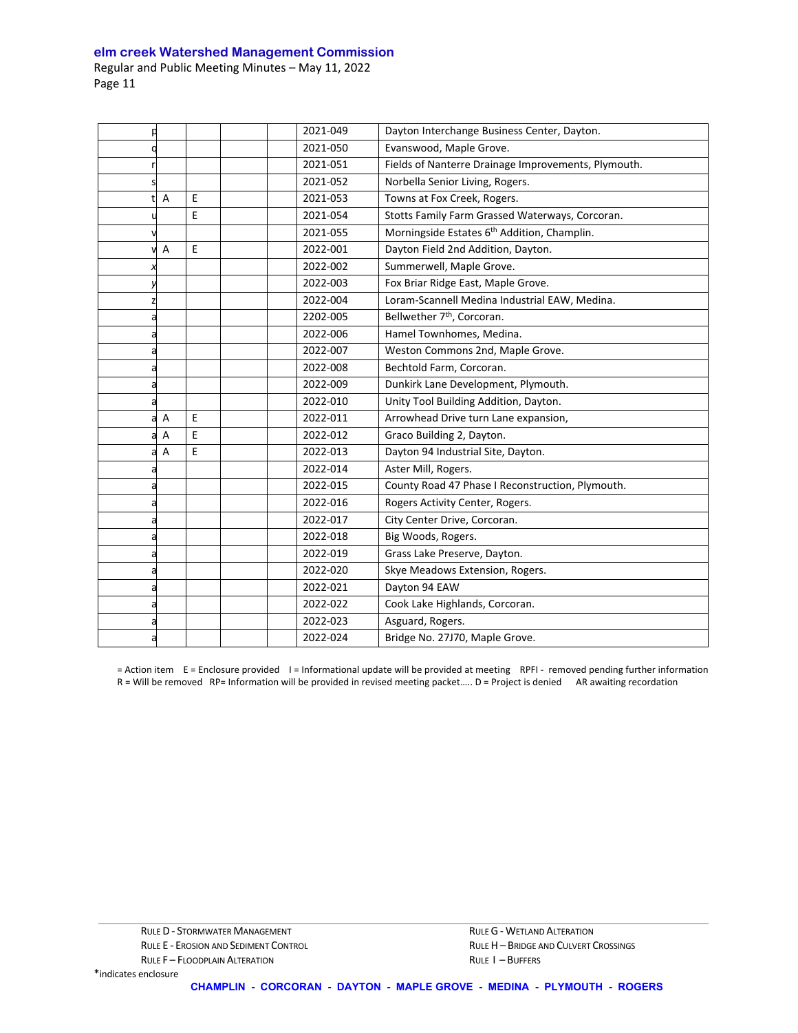| | | | | | | |
|---|---|---|---|---|---|---|
| p | | | | | 2021-049 | Dayton Interchange Business Center, Dayton. |
| q | | | | | 2021-050 | Evanswood, Maple Grove. |
| r | | | | | 2021-051 | Fields of Nanterre Drainage Improvements, Plymouth. |
| s | | | | | 2021-052 | Norbella Senior Living, Rogers. |
| t | A | E | | | 2021-053 | Towns at Fox Creek, Rogers. |
| u | | E | | | 2021-054 | Stotts Family Farm Grassed Waterways, Corcoran. |
| v | | | | | 2021-055 | Morningside Estates 6th Addition, Champlin. |
| w | A | E | | | 2022-001 | Dayton Field 2nd Addition, Dayton. |
| x | | | | | 2022-002 | Summerwell, Maple Grove. |
| y | | | | | 2022-003 | Fox Briar Ridge East, Maple Grove. |
| z | | | | | 2022-004 | Loram-Scannell Medina Industrial EAW, Medina. |
| a | | | | | 2202-005 | Bellwether 7th, Corcoran. |
| a | | | | | 2022-006 | Hamel Townhomes, Medina. |
| a | | | | | 2022-007 | Weston Commons 2nd, Maple Grove. |
| a | | | | | 2022-008 | Bechtold Farm, Corcoran. |
| a | | | | | 2022-009 | Dunkirk Lane Development, Plymouth. |
| a | | | | | 2022-010 | Unity Tool Building Addition, Dayton. |
| a | A | E | | | 2022-011 | Arrowhead Drive turn Lane expansion, |
| a | A | E | | | 2022-012 | Graco Building 2, Dayton. |
| a | A | E | | | 2022-013 | Dayton 94 Industrial Site, Dayton. |
| a | | | | | 2022-014 | Aster Mill, Rogers. |
| a | | | | | 2022-015 | County Road 47 Phase I Reconstruction, Plymouth. |
| a | | | | | 2022-016 | Rogers Activity Center, Rogers. |
| a | | | | | 2022-017 | City Center Drive, Corcoran. |
| a | | | | | 2022-018 | Big Woods, Rogers. |
| a | | | | | 2022-019 | Grass Lake Preserve, Dayton. |
| a | | | | | 2022-020 | Skye Meadows Extension, Rogers. |
| a | | | | | 2022-021 | Dayton 94 EAW |
| a | | | | | 2022-022 | Cook Lake Highlands, Corcoran. |
| a | | | | | 2022-023 | Asguard, Rogers. |
| a | | | | | 2022-024 | Bridge No. 27J70, Maple Grove. |

= Action item E = Enclosure provided I = Informational update will be provided at meeting RPFI - removed pending further information
R = Will be removed RP= Information will be provided in revised meeting packet….. D = Project is denied AR awaiting recordation

RULE D - STORMWATER MANAGEMENT
RULE E - EROSION AND SEDIMENT CONTROL
RULE F – FLOODPLAIN ALTERATION
RULE G - WETLAND ALTERATION
RULE H – BRIDGE AND CULVERT CROSSINGS
RULE I – BUFFERS

*indicates enclosure